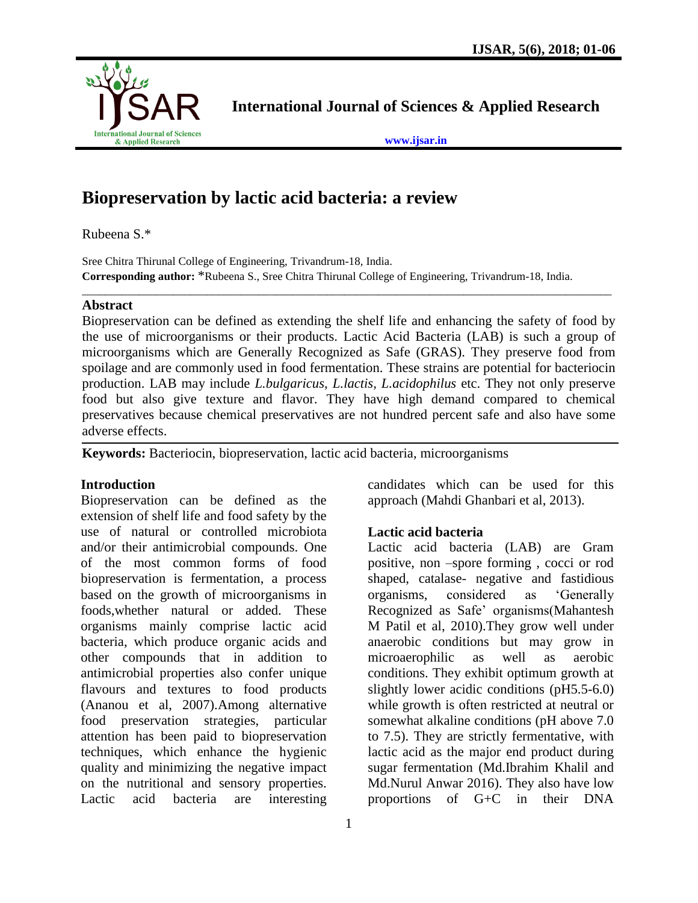# Biopreservation by lactic acid bacteria: a review

Rubeena S.*

Sree Chitra Thirunal College of Engineering, Trivandrum-18, India.
**Corresponding author:** *Rubeena S., Sree Chitra Thirunal College of Engineering, Trivandrum-18, India.

## Abstract

Biopreservation can be defined as extending the shelf life and enhancing the safety of food by the use of microorganisms or their products. Lactic Acid Bacteria (LAB) is such a group of microorganisms which are Generally Recognized as Safe (GRAS). They preserve food from spoilage and are commonly used in food fermentation. These strains are potential for bacteriocin production. LAB may include *L.bulgaricus, L.lactis, L.acidophilus* etc. They not only preserve food but also give texture and flavor. They have high demand compared to chemical preservatives because chemical preservatives are not hundred percent safe and also have some adverse effects.

**Keywords:** Bacteriocin, biopreservation, lactic acid bacteria, microorganisms

## Introduction

Biopreservation can be defined as the extension of shelf life and food safety by the use of natural or controlled microbiota and/or their antimicrobial compounds. One of the most common forms of food biopreservation is fermentation, a process based on the growth of microorganisms in foods,whether natural or added. These organisms mainly comprise lactic acid bacteria, which produce organic acids and other compounds that in addition to antimicrobial properties also confer unique flavours and textures to food products (Ananou et al, 2007).Among alternative food preservation strategies, particular attention has been paid to biopreservation techniques, which enhance the hygienic quality and minimizing the negative impact on the nutritional and sensory properties. Lactic acid bacteria are interesting candidates which can be used for this approach (Mahdi Ghanbari et al, 2013).

## Lactic acid bacteria

Lactic acid bacteria (LAB) are Gram positive, non –spore forming , cocci or rod shaped, catalase- negative and fastidious organisms, considered as 'Generally Recognized as Safe' organisms(Mahantesh M Patil et al, 2010).They grow well under anaerobic conditions but may grow in microaerophilic as well as aerobic conditions. They exhibit optimum growth at slightly lower acidic conditions (pH5.5-6.0) while growth is often restricted at neutral or somewhat alkaline conditions (pH above 7.0 to 7.5). They are strictly fermentative, with lactic acid as the major end product during sugar fermentation (Md.Ibrahim Khalil and Md.Nurul Anwar 2016). They also have low proportions of G+C in their DNA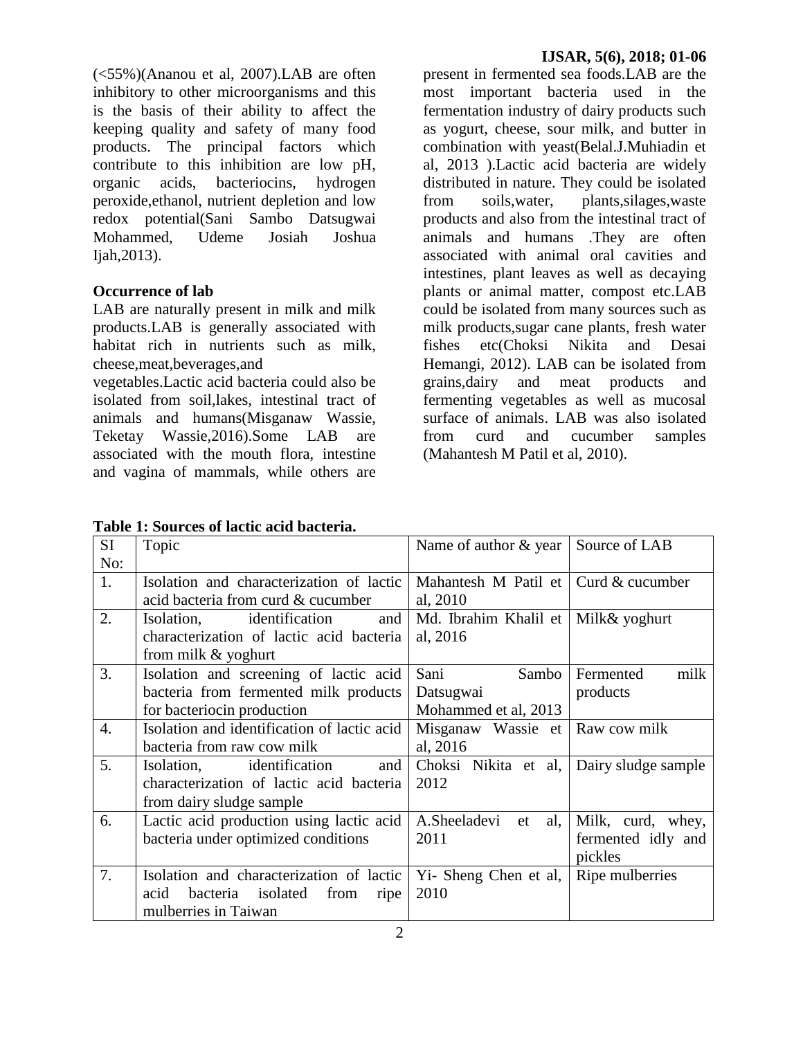(<55%)(Ananou et al, 2007).LAB are often inhibitory to other microorganisms and this is the basis of their ability to affect the keeping quality and safety of many food products. The principal factors which contribute to this inhibition are low pH, organic acids, bacteriocins, hydrogen peroxide,ethanol, nutrient depletion and low redox potential(Sani Sambo Datsugwai Mohammed, Udeme Josiah Joshua Ijah,2013).

**Occurrence of lab**

LAB are naturally present in milk and milk products.LAB is generally associated with habitat rich in nutrients such as milk, cheese,meat,beverages,and vegetables.Lactic acid bacteria could also be isolated from soil,lakes, intestinal tract of animals and humans(Misganaw Wassie, Teketay Wassie,2016).Some LAB are associated with the mouth flora, intestine and vagina of mammals, while others are present in fermented sea foods.LAB are the most important bacteria used in the fermentation industry of dairy products such as yogurt, cheese, sour milk, and butter in combination with yeast(Belal.J.Muhiadin et al, 2013 ).Lactic acid bacteria are widely distributed in nature. They could be isolated from soils,water, plants,silages,waste products and also from the intestinal tract of animals and humans .They are often associated with animal oral cavities and intestines, plant leaves as well as decaying plants or animal matter, compost etc.LAB could be isolated from many sources such as milk products,sugar cane plants, fresh water fishes etc(Choksi Nikita and Desai Hemangi, 2012). LAB can be isolated from grains,dairy and meat products and fermenting vegetables as well as mucosal surface of animals. LAB was also isolated from curd and cucumber samples (Mahantesh M Patil et al, 2010).

**Table 1: Sources of lactic acid bacteria.**

| SI No: | Topic | Name of author & year | Source of LAB |
|---|---|---|---|
| 1. | Isolation and characterization of lactic acid bacteria from curd & cucumber | Mahantesh M Patil et al, 2010 | Curd & cucumber |
| 2. | Isolation, identification and characterization of lactic acid bacteria from milk & yoghurt | Md. Ibrahim Khalil et al, 2016 | Milk& yoghurt |
| 3. | Isolation and screening of lactic acid bacteria from fermented milk products for bacteriocin production | Sani Sambo Datsugwai Mohammed et al, 2013 | Fermented milk products |
| 4. | Isolation and identification of lactic acid bacteria from raw cow milk | Misganaw Wassie et al, 2016 | Raw cow milk |
| 5. | Isolation, identification and characterization of lactic acid bacteria from dairy sludge sample | Choksi Nikita et al, 2012 | Dairy sludge sample |
| 6. | Lactic acid production using lactic acid bacteria under optimized conditions | A.Sheeladevi et al, 2011 | Milk, curd, whey, fermented idly and pickles |
| 7. | Isolation and characterization of lactic acid bacteria isolated from ripe mulberries in Taiwan | Yi- Sheng Chen et al, 2010 | Ripe mulberries |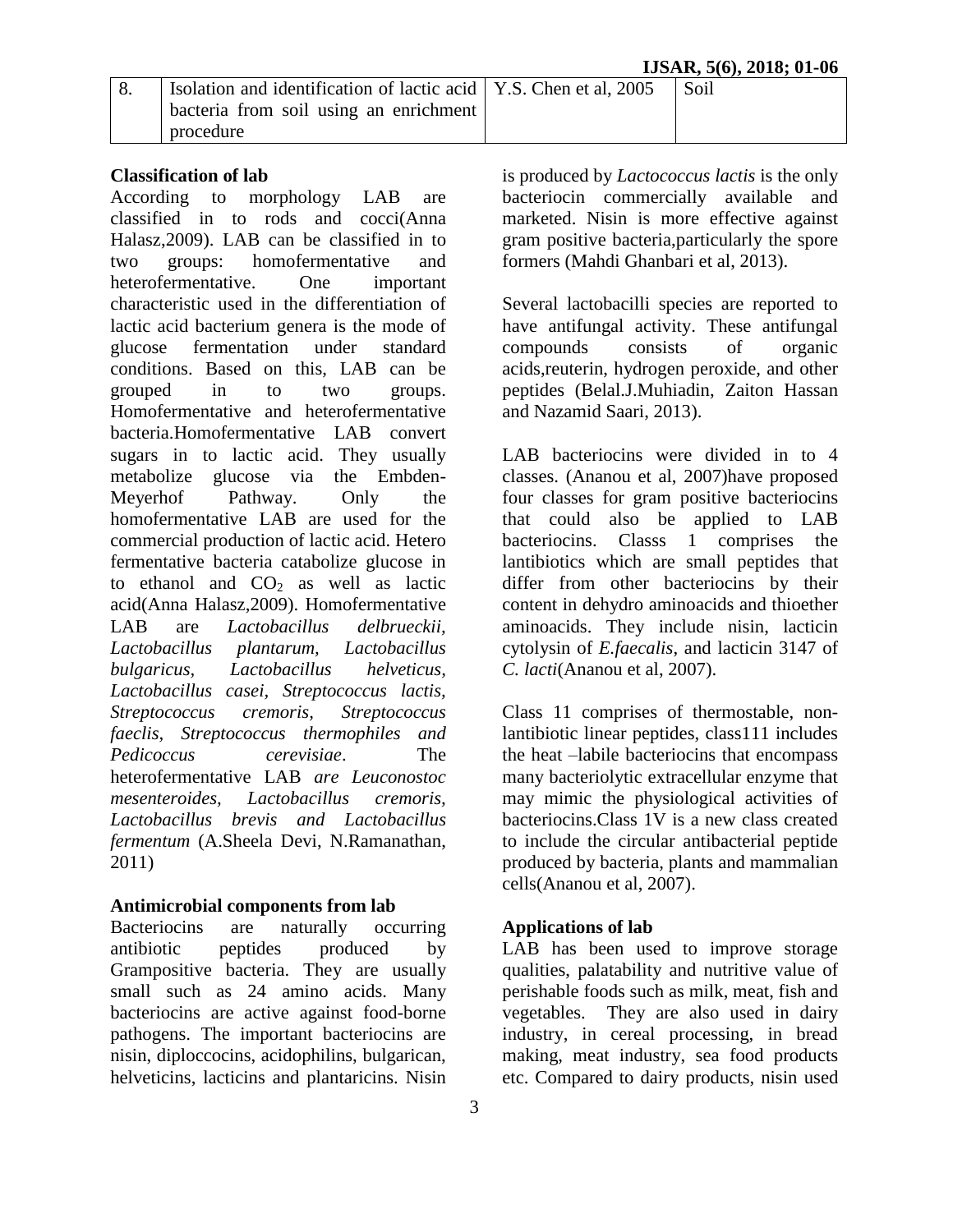| 8. | Isolation and identification of lactic acid bacteria from soil using an enrichment procedure | Y.S. Chen et al, 2005 | Soil |
|---|---|---|---|

**Classification of lab**

According to morphology LAB are classified in to rods and cocci(Anna Halasz,2009). LAB can be classified in to two groups: homofermentative and heterofermentative. One important characteristic used in the differentiation of lactic acid bacterium genera is the mode of glucose fermentation under standard conditions. Based on this, LAB can be grouped in to two groups. Homofermentative and heterofermentative bacteria.Homofermentative LAB convert sugars in to lactic acid. They usually metabolize glucose via the Embden-Meyerhof Pathway. Only the homofermentative LAB are used for the commercial production of lactic acid. Hetero fermentative bacteria catabolize glucose in to ethanol and $CO_2$ as well as lactic acid(Anna Halasz,2009). Homofermentative LAB are *Lactobacillus delbrueckii, Lactobacillus plantarum, Lactobacillus bulgaricus, Lactobacillus helveticus, Lactobacillus casei, Streptococcus lactis, Streptococcus cremoris, Streptococcus faeclis, Streptococcus thermophiles and Pedicoccus cerevisiae*. The heterofermentative LAB *are Leuconostoc mesenteroides, Lactobacillus cremoris, Lactobacillus brevis and Lactobacillus fermentum* (A.Sheela Devi, N.Ramanathan, 2011)

**Antimicrobial components from lab**

Bacteriocins are naturally occurring antibiotic peptides produced by Grampositive bacteria. They are usually small such as 24 amino acids. Many bacteriocins are active against food-borne pathogens. The important bacteriocins are nisin, diploccocins, acidophilins, bulgarican, helveticins, lacticins and plantaricins. Nisin is produced by *Lactococcus lactis* is the only bacteriocin commercially available and marketed. Nisin is more effective against gram positive bacteria,particularly the spore formers (Mahdi Ghanbari et al, 2013).

Several lactobacilli species are reported to have antifungal activity. These antifungal compounds consists of organic acids,reuterin, hydrogen peroxide, and other peptides (Belal.J.Muhiadin, Zaiton Hassan and Nazamid Saari, 2013).

LAB bacteriocins were divided in to 4 classes. (Ananou et al, 2007)have proposed four classes for gram positive bacteriocins that could also be applied to LAB bacteriocins. Classs 1 comprises the lantibiotics which are small peptides that differ from other bacteriocins by their content in dehydro aminoacids and thioether aminoacids. They include nisin, lacticin cytolysin of *E.faecalis*, and lacticin 3147 of *C. lacti*(Ananou et al, 2007).

Class 11 comprises of thermostable, non-lantibiotic linear peptides, class111 includes the heat –labile bacteriocins that encompass many bacteriolytic extracellular enzyme that may mimic the physiological activities of bacteriocins.Class 1V is a new class created to include the circular antibacterial peptide produced by bacteria, plants and mammalian cells(Ananou et al, 2007).

**Applications of lab**

LAB has been used to improve storage qualities, palatability and nutritive value of perishable foods such as milk, meat, fish and vegetables. They are also used in dairy industry, in cereal processing, in bread making, meat industry, sea food products etc. Compared to dairy products, nisin used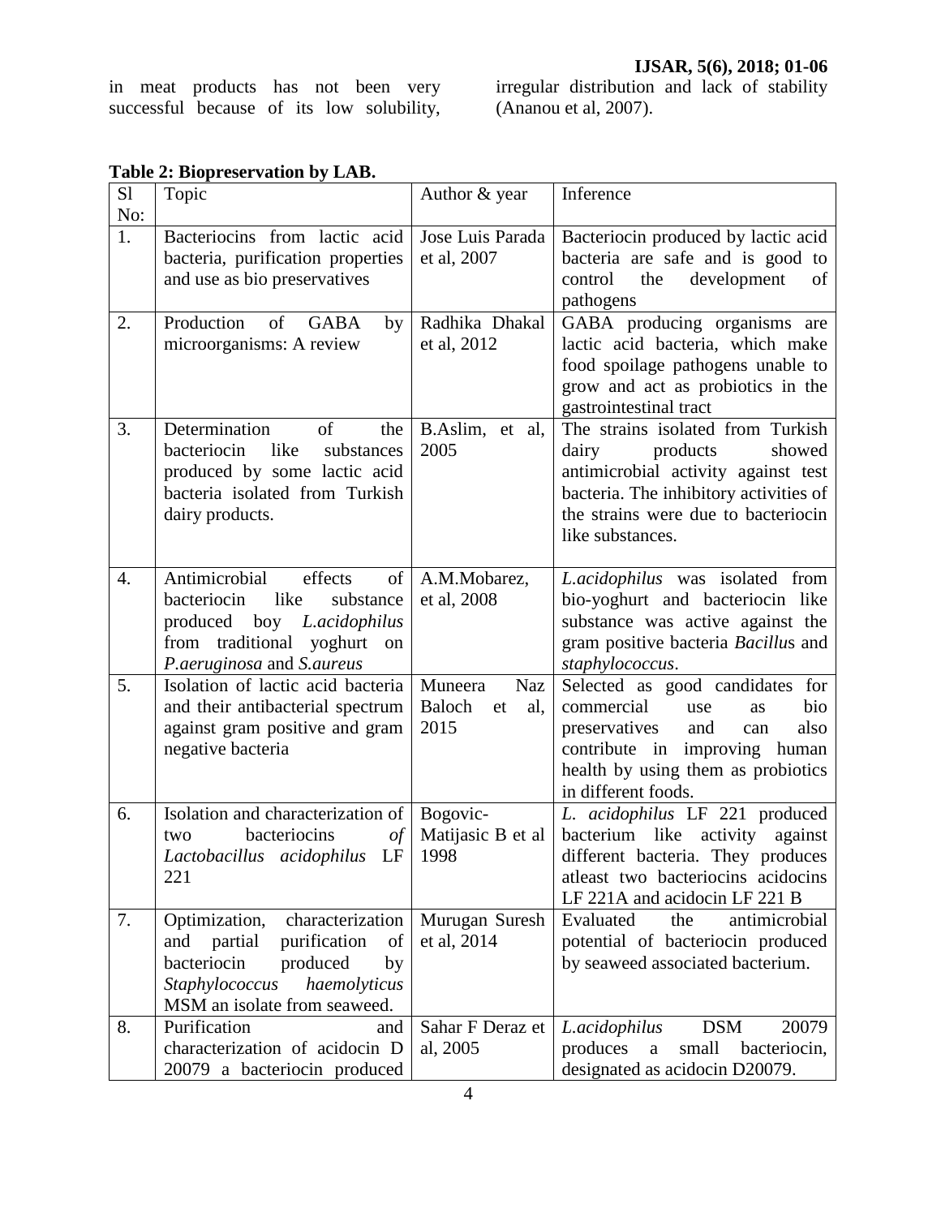in meat products has not been very successful because of its low solubility, irregular distribution and lack of stability (Ananou et al, 2007).

**Table 2: Biopreservation by LAB.**

| Sl No: | Topic | Author & year | Inference |
|---|---|---|---|
| 1. | Bacteriocins from lactic acid bacteria, purification properties and use as bio preservatives | Jose Luis Parada et al, 2007 | Bacteriocin produced by lactic acid bacteria are safe and is good to control the development of pathogens |
| 2. | Production of GABA by microorganisms: A review | Radhika Dhakal et al, 2012 | GABA producing organisms are lactic acid bacteria, which make food spoilage pathogens unable to grow and act as probiotics in the gastrointestinal tract |
| 3. | Determination of the bacteriocin like substances produced by some lactic acid bacteria isolated from Turkish dairy products. | B.Aslim, et al, 2005 | The strains isolated from Turkish dairy products showed antimicrobial activity against test bacteria. The inhibitory activities of the strains were due to bacteriocin like substances. |
| 4. | Antimicrobial effects of bacteriocin like substance produced boy *L.acidophilus* from traditional yoghurt on *P.aeruginosa* and *S.aureus* | A.M.Mobarez, et al, 2008 | *L.acidophilus* was isolated from bio-yoghurt and bacteriocin like substance was active against the gram positive bacteria *Bacillu*s and *staphylococcus*. |
| 5. | Isolation of lactic acid bacteria and their antibacterial spectrum against gram positive and gram negative bacteria | Muneera Naz Baloch et al, 2015 | Selected as good candidates for commercial use as bio preservatives and can also contribute in improving human health by using them as probiotics in different foods. |
| 6. | Isolation and characterization of two bacteriocins *of Lactobacillus acidophilus* LF 221 | Bogovic-Matijasic B et al 1998 | *L. acidophilus* LF 221 produced bacterium like activity against different bacteria. They produces atleast two bacteriocins acidocins LF 221A and acidocin LF 221 B |
| 7. | Optimization, characterization and partial purification of bacteriocin produced by *Staphylococcus haemolyticus* MSM an isolate from seaweed. | Murugan Suresh et al, 2014 | Evaluated the antimicrobial potential of bacteriocin produced by seaweed associated bacterium. |
| 8. | Purification and characterization of acidocin D 20079 a bacteriocin produced | Sahar F Deraz et al, 2005 | *L.acidophilus* DSM 20079 produces a small bacteriocin, designated as acidocin D20079. |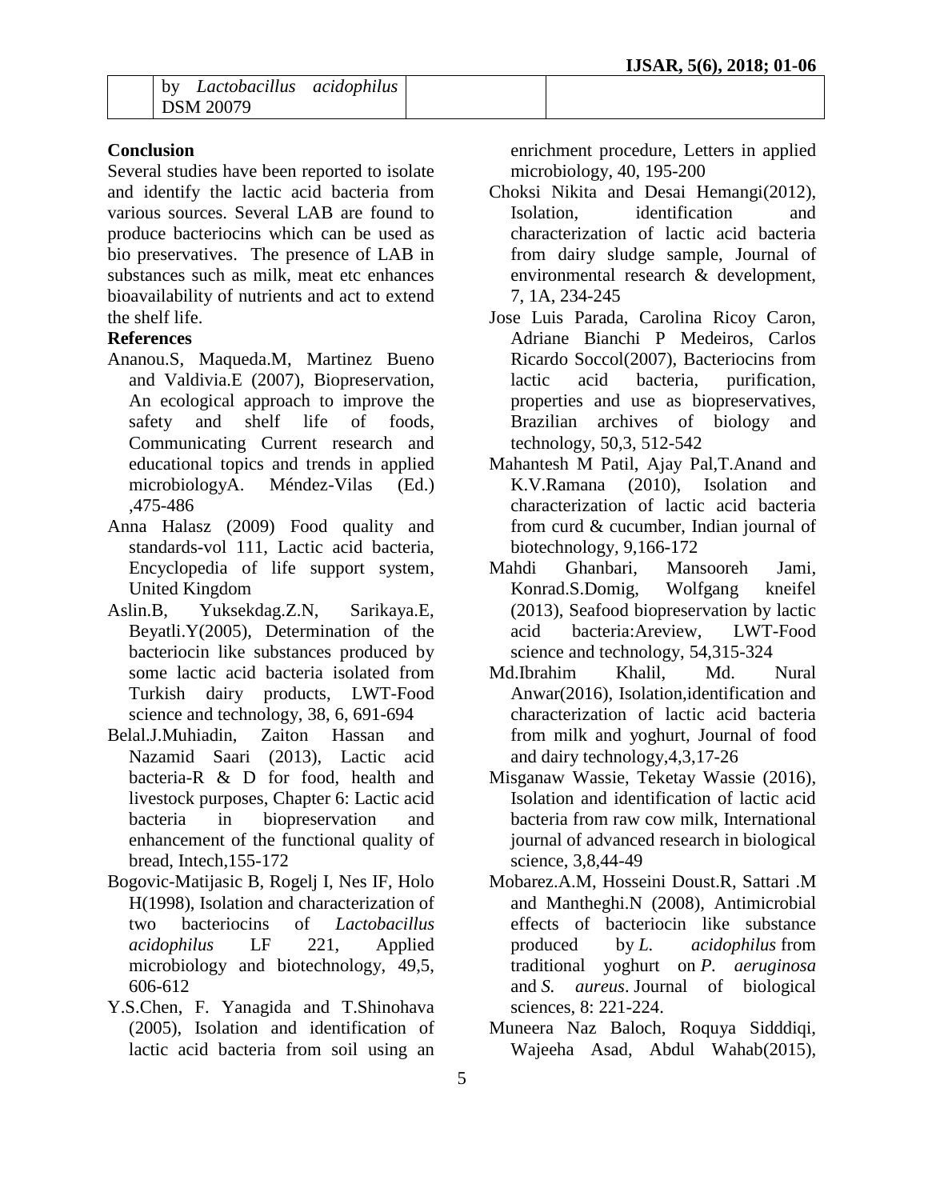|  | by *Lactobacillus acidophilus* DSM 20079 |  |  |
|---|---|---|---|

## Conclusion

Several studies have been reported to isolate and identify the lactic acid bacteria from various sources. Several LAB are found to produce bacteriocins which can be used as bio preservatives. The presence of LAB in substances such as milk, meat etc enhances bioavailability of nutrients and act to extend the shelf life.

## References

Ananou.S, Maqueda.M, Martinez Bueno and Valdivia.E (2007), Biopreservation, An ecological approach to improve the safety and shelf life of foods, Communicating Current research and educational topics and trends in applied microbiologyA. Méndez-Vilas (Ed.) ,475-486

Anna Halasz (2009) Food quality and standards-vol 111, Lactic acid bacteria, Encyclopedia of life support system, United Kingdom

Aslin.B, Yuksekdag.Z.N, Sarikaya.E, Beyatli.Y(2005), Determination of the bacteriocin like substances produced by some lactic acid bacteria isolated from Turkish dairy products, LWT-Food science and technology, 38, 6, 691-694

Belal.J.Muhiadin, Zaiton Hassan and Nazamid Saari (2013), Lactic acid bacteria-R & D for food, health and livestock purposes, Chapter 6: Lactic acid bacteria in biopreservation and enhancement of the functional quality of bread, Intech,155-172

Bogovic-Matijasic B, Rogelj I, Nes IF, Holo H(1998), Isolation and characterization of two bacteriocins of *Lactobacillus acidophilus* LF 221, Applied microbiology and biotechnology, 49,5, 606-612

Y.S.Chen, F. Yanagida and T.Shinohava (2005), Isolation and identification of lactic acid bacteria from soil using an enrichment procedure, Letters in applied microbiology, 40, 195-200

Choksi Nikita and Desai Hemangi(2012), Isolation, identification and characterization of lactic acid bacteria from dairy sludge sample, Journal of environmental research & development, 7, 1A, 234-245

Jose Luis Parada, Carolina Ricoy Caron, Adriane Bianchi P Medeiros, Carlos Ricardo Soccol(2007), Bacteriocins from lactic acid bacteria, purification, properties and use as biopreservatives, Brazilian archives of biology and technology, 50,3, 512-542

Mahantesh M Patil, Ajay Pal,T.Anand and K.V.Ramana (2010), Isolation and characterization of lactic acid bacteria from curd & cucumber, Indian journal of biotechnology, 9,166-172

Mahdi Ghanbari, Mansooreh Jami, Konrad.S.Domig, Wolfgang kneifel (2013), Seafood biopreservation by lactic acid bacteria:Areview, LWT-Food science and technology, 54,315-324

Md.Ibrahim Khalil, Md. Nural Anwar(2016), Isolation,identification and characterization of lactic acid bacteria from milk and yoghurt, Journal of food and dairy technology,4,3,17-26

Misganaw Wassie, Teketay Wassie (2016), Isolation and identification of lactic acid bacteria from raw cow milk, International journal of advanced research in biological science, 3,8,44-49

Mobarez.A.M, Hosseini Doust.R, Sattari .M and Mantheghi.N (2008), Antimicrobial effects of bacteriocin like substance produced by *L. acidophilus* from traditional yoghurt on *P. aeruginosa* and *S. aureus*. Journal of biological sciences, 8: 221-224.

Muneera Naz Baloch, Roquya Sidddiqi, Wajeeha Asad, Abdul Wahab(2015),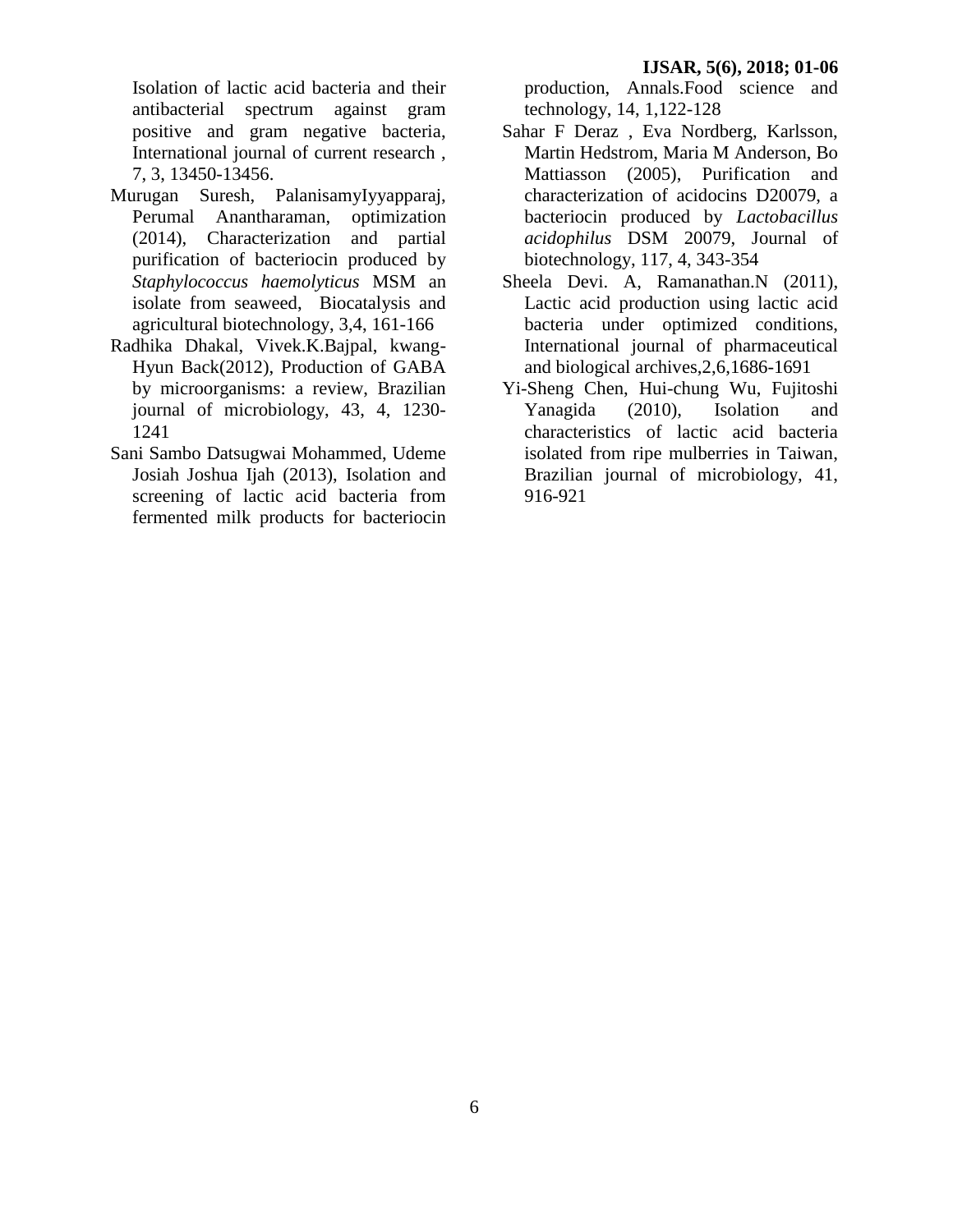Isolation of lactic acid bacteria and their antibacterial spectrum against gram positive and gram negative bacteria, International journal of current research , 7, 3, 13450-13456.

Murugan Suresh, PalanisamyIyyapparaj, Perumal Anantharaman, optimization (2014), Characterization and partial purification of bacteriocin produced by *Staphylococcus haemolyticus* MSM an isolate from seaweed, Biocatalysis and agricultural biotechnology, 3,4, 161-166

Radhika Dhakal, Vivek.K.Bajpal, kwang-Hyun Back(2012), Production of GABA by microorganisms: a review, Brazilian journal of microbiology, 43, 4, 1230-1241

Sani Sambo Datsugwai Mohammed, Udeme Josiah Joshua Ijah (2013), Isolation and screening of lactic acid bacteria from fermented milk products for bacteriocin production, Annals.Food science and technology, 14, 1,122-128

Sahar F Deraz , Eva Nordberg, Karlsson, Martin Hedstrom, Maria M Anderson, Bo Mattiasson (2005), Purification and characterization of acidocins D20079, a bacteriocin produced by *Lactobacillus acidophilus* DSM 20079, Journal of biotechnology, 117, 4, 343-354

Sheela Devi. A, Ramanathan.N (2011), Lactic acid production using lactic acid bacteria under optimized conditions, International journal of pharmaceutical and biological archives,2,6,1686-1691

Yi-Sheng Chen, Hui-chung Wu, Fujitoshi Yanagida (2010), Isolation and characteristics of lactic acid bacteria isolated from ripe mulberries in Taiwan, Brazilian journal of microbiology, 41, 916-921